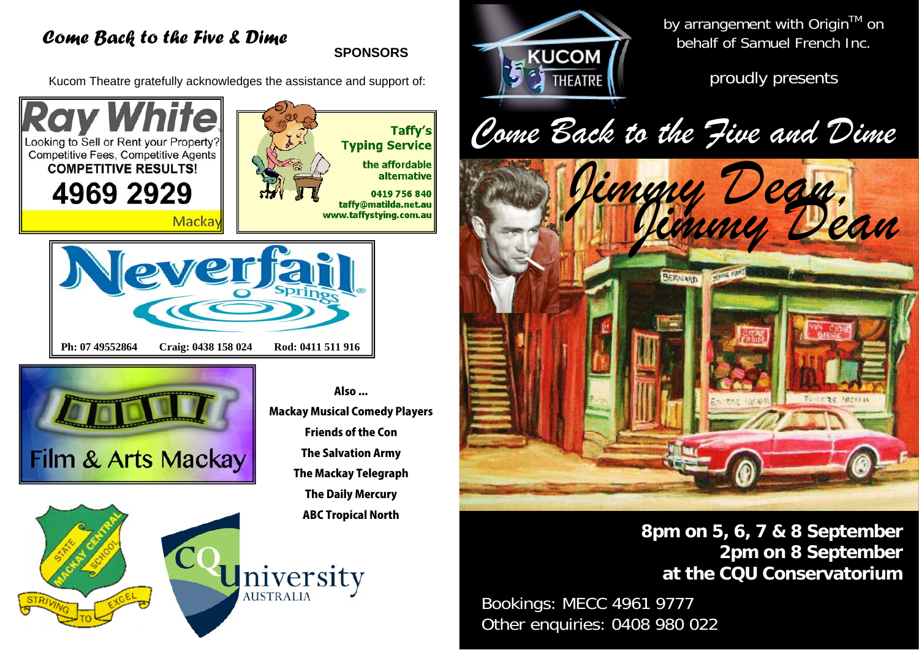*Come Back to the Five & Dime*

**SPONSORS**

Kucom Theatre gratefully acknowledges the assistance and support of:

Ray White
Looking to Sell or Rent your Property?
Competitive Fees, Competitive Agents
**COMPETITIVE RESULTS!**
**4969 2929**
Mackay

Taffy's Typing Service
the affordable alternative
0419 756 840
taffy@matilda.net.au
www.taffystying.com.au

Neverfail Springs
Ph: 07 49552864 Craig: 0438 158 024 Rod: 0411 511 916

Film & Arts Mackay

**Also ...**
**Mackay Musical Comedy Players**
**Friends of the Con**
**The Salvation Army**
**The Mackay Telegraph**
**The Daily Mercury**
**ABC Tropical North**

Mackay Central State School — Striving to Excel

CQUniversity Australia

---

KUCOM THEATRE

by arrangement with Origin™ on behalf of Samuel French Inc.

proudly presents

# *Come Back to the Five and Dime*

## *Jimmy Dean, Jimmy Dean*

**8pm on 5, 6, 7 & 8 September**
**2pm on 8 September**
**at the CQU Conservatorium**

Bookings: MECC 4961 9777
Other enquiries: 0408 980 022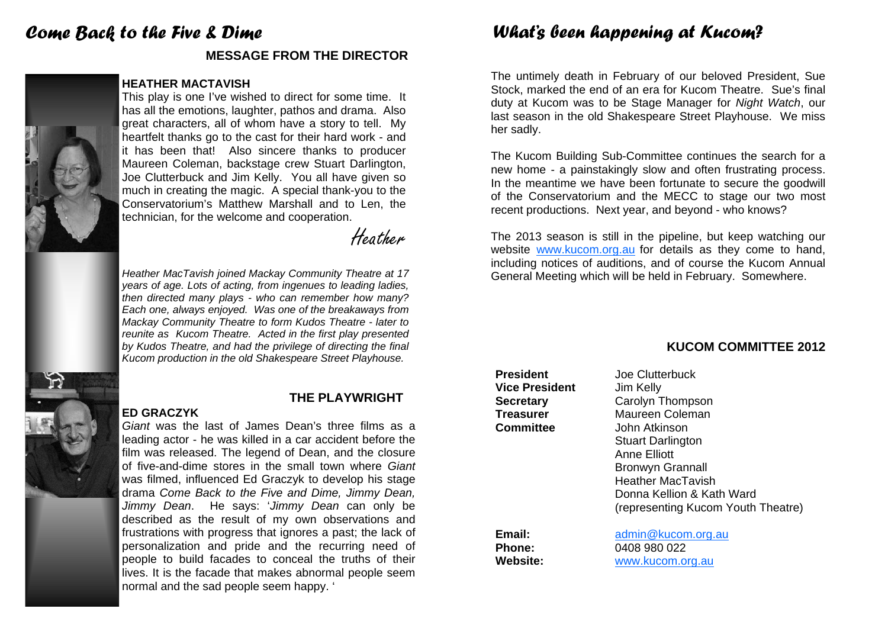# Come Back to the Five & Dime

## MESSAGE FROM THE DIRECTOR

### HEATHER MACTAVISH

This play is one I've wished to direct for some time. It has all the emotions, laughter, pathos and drama. Also great characters, all of whom have a story to tell. My heartfelt thanks go to the cast for their hard work - and it has been that! Also sincere thanks to producer Maureen Coleman, backstage crew Stuart Darlington, Joe Clutterbuck and Jim Kelly. You all have given so much in creating the magic. A special thank-you to the Conservatorium's Matthew Marshall and to Len, the technician, for the welcome and cooperation.

Heather

*Heather MacTavish joined Mackay Community Theatre at 17 years of age. Lots of acting, from ingenues to leading ladies, then directed many plays - who can remember how many? Each one, always enjoyed. Was one of the breakaways from Mackay Community Theatre to form Kudos Theatre - later to reunite as Kucom Theatre. Acted in the first play presented by Kudos Theatre, and had the privilege of directing the final Kucom production in the old Shakespeare Street Playhouse.*

## THE PLAYWRIGHT

### ED GRACZYK

*Giant* was the last of James Dean's three films as a leading actor - he was killed in a car accident before the film was released. The legend of Dean, and the closure of five-and-dime stores in the small town where *Giant* was filmed, influenced Ed Graczyk to develop his stage drama *Come Back to the Five and Dime, Jimmy Dean, Jimmy Dean*. He says: '*Jimmy Dean* can only be described as the result of my own observations and frustrations with progress that ignores a past; the lack of personalization and pride and the recurring need of people to build facades to conceal the truths of their lives. It is the facade that makes abnormal people seem normal and the sad people seem happy. '

# What's been happening at Kucom?

The untimely death in February of our beloved President, Sue Stock, marked the end of an era for Kucom Theatre. Sue's final duty at Kucom was to be Stage Manager for *Night Watch*, our last season in the old Shakespeare Street Playhouse. We miss her sadly.

The Kucom Building Sub-Committee continues the search for a new home - a painstakingly slow and often frustrating process. In the meantime we have been fortunate to secure the goodwill of the Conservatorium and the MECC to stage our two most recent productions. Next year, and beyond - who knows?

The 2013 season is still in the pipeline, but keep watching our website www.kucom.org.au for details as they come to hand, including notices of auditions, and of course the Kucom Annual General Meeting which will be held in February. Somewhere.

## KUCOM COMMITTEE 2012

| | |
|---|---|
| **President** | Joe Clutterbuck |
| **Vice President** | Jim Kelly |
| **Secretary** | Carolyn Thompson |
| **Treasurer** | Maureen Coleman |
| **Committee** | John Atkinson |
| | Stuart Darlington |
| | Anne Elliott |
| | Bronwyn Grannall |
| | Heather MacTavish |
| | Donna Kellion & Kath Ward (representing Kucom Youth Theatre) |

**Email:** admin@kucom.org.au
**Phone:** 0408 980 022
**Website:** www.kucom.org.au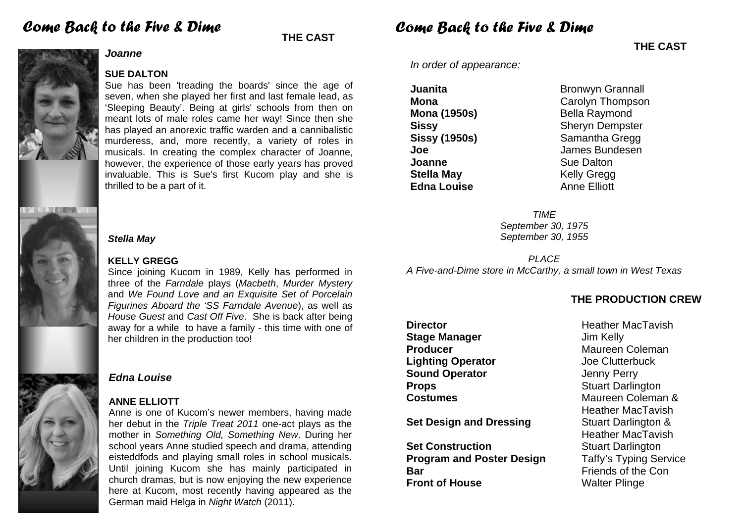# Come Back to the Five & Dime

## THE CAST

***Joanne***

**SUE DALTON**

Sue has been 'treading the boards' since the age of seven, when she played her first and last female lead, as 'Sleeping Beauty'. Being at girls' schools from then on meant lots of male roles came her way! Since then she has played an anorexic traffic warden and a cannibalistic murderess, and, more recently, a variety of roles in musicals. In creating the complex character of Joanne, however, the experience of those early years has proved invaluable. This is Sue's first Kucom play and she is thrilled to be a part of it.

***Stella May***

**KELLY GREGG**

Since joining Kucom in 1989, Kelly has performed in three of the *Farndale* plays (*Macbeth*, *Murder Mystery* and *We Found Love and an Exquisite Set of Porcelain Figurines Aboard the 'SS Farndale Avenue*), as well as *House Guest* and *Cast Off Five*. She is back after being away for a while to have a family - this time with one of her children in the production too!

***Edna Louise***

**ANNE ELLIOTT**

Anne is one of Kucom's newer members, having made her debut in the *Triple Treat 2011* one-act plays as the mother in *Something Old, Something New*. During her school years Anne studied speech and drama, attending eisteddfods and playing small roles in school musicals. Until joining Kucom she has mainly participated in church dramas, but is now enjoying the new experience here at Kucom, most recently having appeared as the German maid Helga in *Night Watch* (2011).

# Come Back to the Five & Dime

## THE CAST

*In order of appearance:*

| | |
|---|---|
| **Juanita** | Bronwyn Grannall |
| **Mona** | Carolyn Thompson |
| **Mona (1950s)** | Bella Raymond |
| **Sissy** | Sheryn Dempster |
| **Sissy (1950s)** | Samantha Gregg |
| **Joe** | James Bundesen |
| **Joanne** | Sue Dalton |
| **Stella May** | Kelly Gregg |
| **Edna Louise** | Anne Elliott |

*TIME*
*September 30, 1975*
*September 30, 1955*

*PLACE*
*A Five-and-Dime store in McCarthy, a small town in West Texas*

## THE PRODUCTION CREW

| | |
|---|---|
| **Director** | Heather MacTavish |
| **Stage Manager** | Jim Kelly |
| **Producer** | Maureen Coleman |
| **Lighting Operator** | Joe Clutterbuck |
| **Sound Operator** | Jenny Perry |
| **Props** | Stuart Darlington |
| **Costumes** | Maureen Coleman & Heather MacTavish |
| **Set Design and Dressing** | Stuart Darlington & Heather MacTavish |
| **Set Construction** | Stuart Darlington |
| **Program and Poster Design** | Taffy's Typing Service |
| **Bar** | Friends of the Con |
| **Front of House** | Walter Plinge |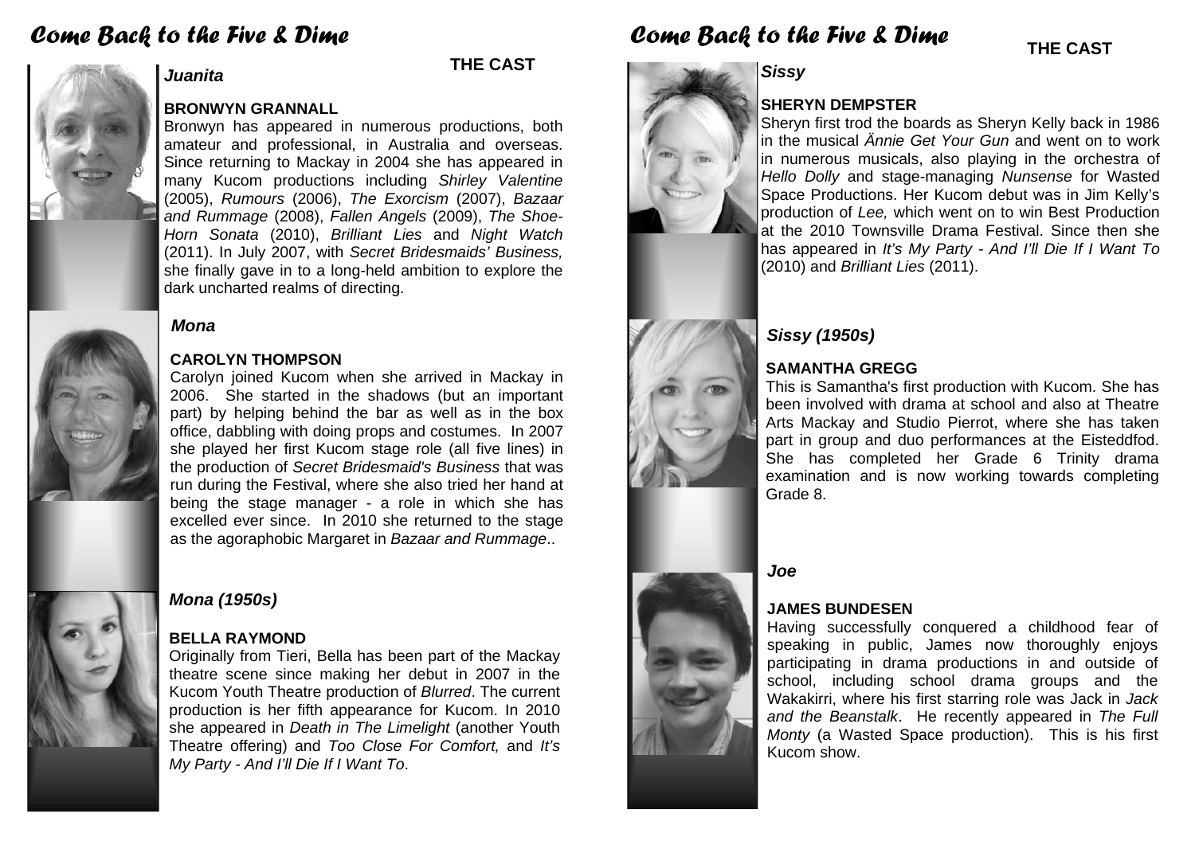# Come Back to the Five & Dime

## THE CAST

### *Juanita*

**BRONWYN GRANNALL**

Bronwyn has appeared in numerous productions, both amateur and professional, in Australia and overseas. Since returning to Mackay in 2004 she has appeared in many Kucom productions including *Shirley Valentine* (2005), *Rumours* (2006), *The Exorcism* (2007), *Bazaar and Rummage* (2008), *Fallen Angels* (2009), *The Shoe-Horn Sonata* (2010), *Brilliant Lies* and *Night Watch* (2011). In July 2007, with *Secret Bridesmaids' Business,* she finally gave in to a long-held ambition to explore the dark uncharted realms of directing.

### *Mona*

**CAROLYN THOMPSON**

Carolyn joined Kucom when she arrived in Mackay in 2006. She started in the shadows (but an important part) by helping behind the bar as well as in the box office, dabbling with doing props and costumes. In 2007 she played her first Kucom stage role (all five lines) in the production of *Secret Bridesmaid's Business* that was run during the Festival, where she also tried her hand at being the stage manager - a role in which she has excelled ever since. In 2010 she returned to the stage as the agoraphobic Margaret in *Bazaar and Rummage*..

### *Mona (1950s)*

**BELLA RAYMOND**

Originally from Tieri, Bella has been part of the Mackay theatre scene since making her debut in 2007 in the Kucom Youth Theatre production of *Blurred*. The current production is her fifth appearance for Kucom. In 2010 she appeared in *Death in The Limelight* (another Youth Theatre offering) and *Too Close For Comfort,* and *It's My Party - And I'll Die If I Want To*.

# Come Back to the Five & Dime

## THE CAST

### *Sissy*

**SHERYN DEMPSTER**

Sheryn first trod the boards as Sheryn Kelly back in 1986 in the musical *Ännie Get Your Gun* and went on to work in numerous musicals, also playing in the orchestra of *Hello Dolly* and stage-managing *Nunsense* for Wasted Space Productions. Her Kucom debut was in Jim Kelly's production of *Lee,* which went on to win Best Production at the 2010 Townsville Drama Festival. Since then she has appeared in *It's My Party - And I'll Die If I Want To* (2010) and *Brilliant Lies* (2011).

### *Sissy (1950s)*

**SAMANTHA GREGG**

This is Samantha's first production with Kucom. She has been involved with drama at school and also at Theatre Arts Mackay and Studio Pierrot, where she has taken part in group and duo performances at the Eisteddfod. She has completed her Grade 6 Trinity drama examination and is now working towards completing Grade 8.

### *Joe*

**JAMES BUNDESEN**

Having successfully conquered a childhood fear of speaking in public, James now thoroughly enjoys participating in drama productions in and outside of school, including school drama groups and the Wakakirri, where his first starring role was Jack in *Jack and the Beanstalk*. He recently appeared in *The Full Monty* (a Wasted Space production). This is his first Kucom show.